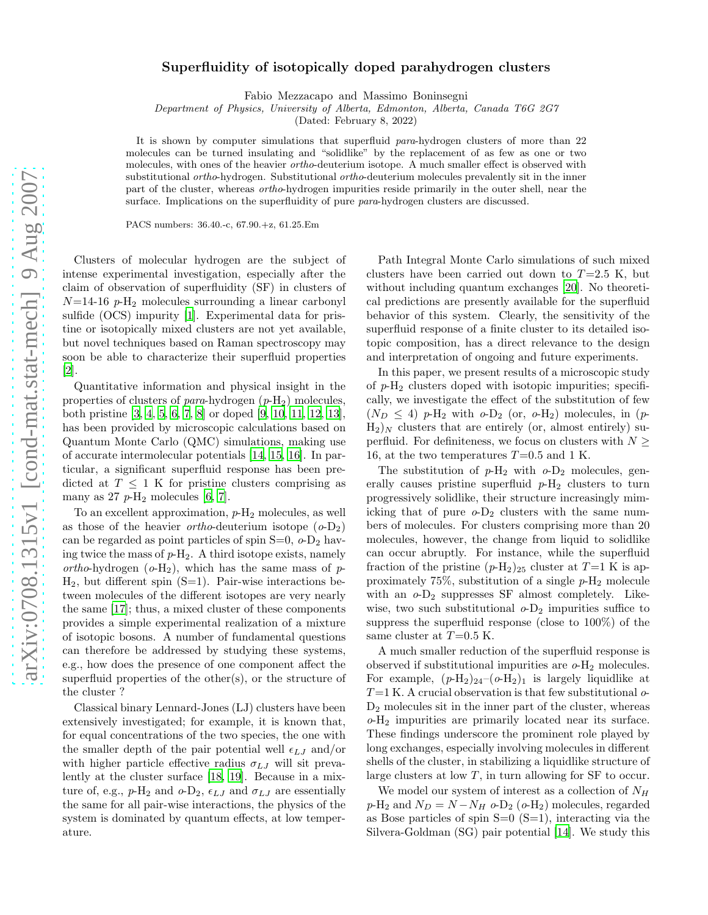# Superfluidity of isotopically doped parahydrogen clusters

Fabio Mezzacapo and Massimo Boninsegni

*Department of Physics, University of Alberta, Edmonton, Alberta, Canada T6G 2G7*

(Dated: February 8, 2022)

It is shown by computer simulations that superfluid *para*-hydrogen clusters of more than 22 molecules can be turned insulating and "solidlike" by the replacement of as few as one or two molecules, with ones of the heavier *ortho*-deuterium isotope. A much smaller effect is observed with substitutional *ortho*-hydrogen. Substitutional *ortho*-deuterium molecules prevalently sit in the inner part of the cluster, whereas *ortho*-hydrogen impurities reside primarily in the outer shell, near the surface. Implications on the superfluidity of pure *para*-hydrogen clusters are discussed.

PACS numbers: 36.40.-c, 67.90.+z, 61.25.Em

Clusters of molecular hydrogen are the subject of intense experimental investigation, especially after the claim of observation of superfluidity (SF) in clusters of $N$=14-16 $p$-$H_2$ molecules surrounding a linear carbonyl sulfide (OCS) impurity [1]. Experimental data for pristine or isotopically mixed clusters are not yet available, but novel techniques based on Raman spectroscopy may soon be able to characterize their superfluid properties [2].

Quantitative information and physical insight in the properties of clusters of *para*-hydrogen ($p$-$H_2$) molecules, both pristine [3, 4, 5, 6, 7, 8] or doped [9, 10, 11, 12, 13], has been provided by microscopic calculations based on Quantum Monte Carlo (QMC) simulations, making use of accurate intermolecular potentials [14, 15, 16]. In particular, a significant superfluid response has been predicted at $T \leq 1$ K for pristine clusters comprising as many as 27 $p$-$H_2$ molecules [6, 7].

To an excellent approximation, $p$-$H_2$ molecules, as well as those of the heavier *ortho*-deuterium isotope ($o$-$D_2$) can be regarded as point particles of spin S=0, $o$-$D_2$ having twice the mass of $p$-$H_2$. A third isotope exists, namely *ortho*-hydrogen ($o$-$H_2$), which has the same mass of $p$-$H_2$, but different spin (S=1). Pair-wise interactions between molecules of the different isotopes are very nearly the same [17]; thus, a mixed cluster of these components provides a simple experimental realization of a mixture of isotopic bosons. A number of fundamental questions can therefore be addressed by studying these systems, e.g., how does the presence of one component affect the superfluid properties of the other(s), or the structure of the cluster ?

Classical binary Lennard-Jones (LJ) clusters have been extensively investigated; for example, it is known that, for equal concentrations of the two species, the one with the smaller depth of the pair potential well $\epsilon_{LJ}$ and/or with higher particle effective radius $\sigma_{LJ}$ will sit prevalently at the cluster surface [18, 19]. Because in a mixture of, e.g., $p$-$H_2$ and $o$-$D_2$, $\epsilon_{LJ}$ and $\sigma_{LJ}$ are essentially the same for all pair-wise interactions, the physics of the system is dominated by quantum effects, at low temperature.

Path Integral Monte Carlo simulations of such mixed clusters have been carried out down to $T$=2.5 K, but without including quantum exchanges [20]. No theoretical predictions are presently available for the superfluid behavior of this system. Clearly, the sensitivity of the superfluid response of a finite cluster to its detailed isotopic composition, has a direct relevance to the design and interpretation of ongoing and future experiments.

In this paper, we present results of a microscopic study of $p$-$H_2$ clusters doped with isotopic impurities; specifically, we investigate the effect of the substitution of few ($N_D \leq 4$) $p$-$H_2$ with $o$-$D_2$ (or, $o$-$H_2$) molecules, in ($p$-$H_2$)$_N$ clusters that are entirely (or, almost entirely) superfluid. For definiteness, we focus on clusters with $N \geq 16$, at the two temperatures $T$=0.5 and 1 K.

The substitution of $p$-$H_2$ with $o$-$D_2$ molecules, generally causes pristine superfluid $p$-$H_2$ clusters to turn progressively solidlike, their structure increasingly mimicking that of pure $o$-$D_2$ clusters with the same numbers of molecules. For clusters comprising more than 20 molecules, however, the change from liquid to solidlike can occur abruptly. For instance, while the superfluid fraction of the pristine ($p$-$H_2$)$_{25}$ cluster at $T$=1 K is approximately 75%, substitution of a single $p$-$H_2$ molecule with an $o$-$D_2$ suppresses SF almost completely. Likewise, two such substitutional $o$-$D_2$ impurities suffice to suppress the superfluid response (close to 100%) of the same cluster at $T$=0.5 K.

A much smaller reduction of the superfluid response is observed if substitutional impurities are $o$-$H_2$ molecules. For example, ($p$-$H_2$)$_{24}$–($o$-$H_2$)$_1$ is largely liquidlike at $T$=1 K. A crucial observation is that few substitutional $o$-$D_2$ molecules sit in the inner part of the cluster, whereas $o$-$H_2$ impurities are primarily located near its surface. These findings underscore the prominent role played by long exchanges, especially involving molecules in different shells of the cluster, in stabilizing a liquidlike structure of large clusters at low $T$, in turn allowing for SF to occur.

We model our system of interest as a collection of $N_H$ $p$-$H_2$ and $N_D = N - N_H$ $o$-$D_2$ ($o$-$H_2$) molecules, regarded as Bose particles of spin S=0 (S=1), interacting via the Silvera-Goldman (SG) pair potential [14]. We study this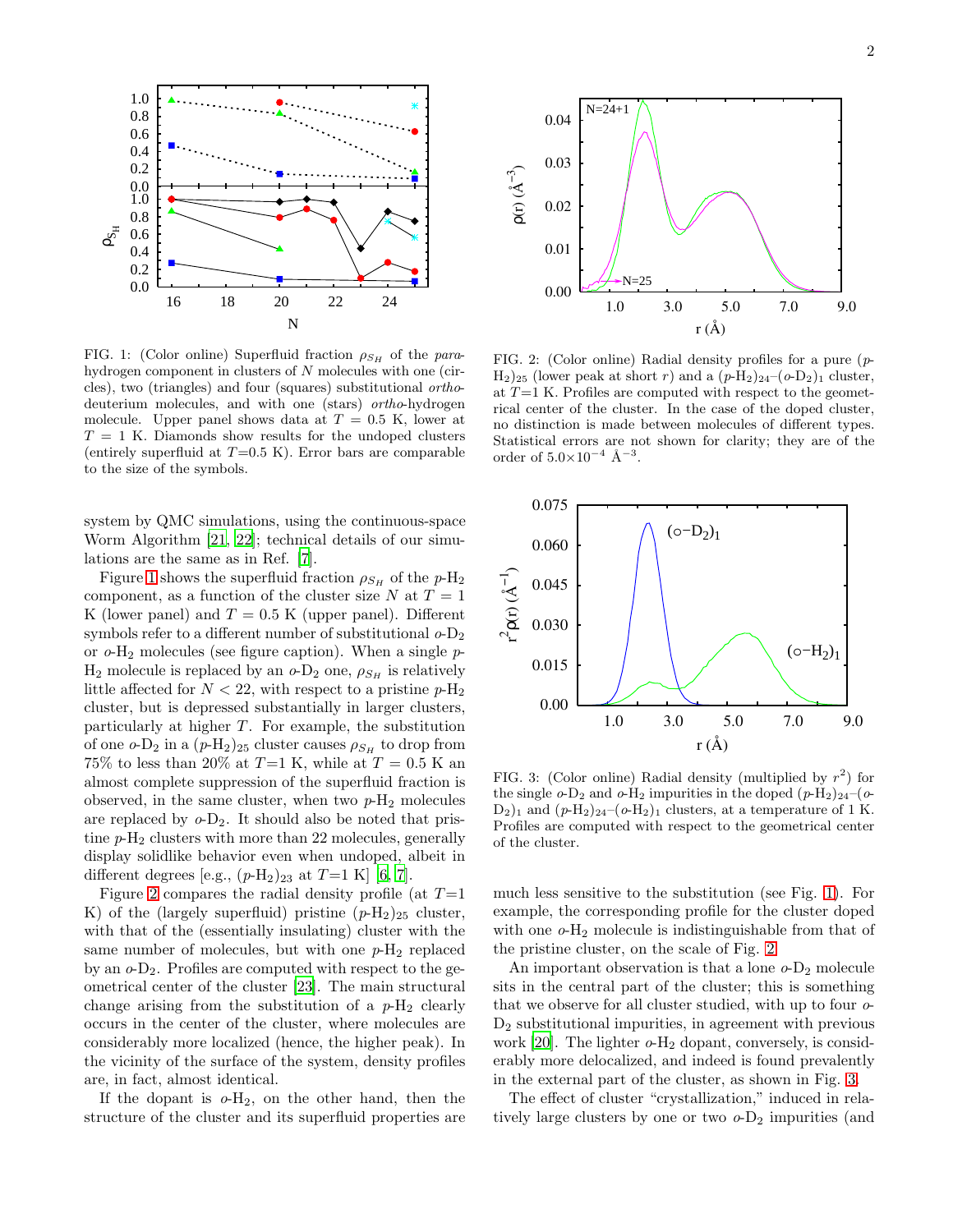FIG. 1: (Color online) Superfluid fraction $\rho_{S_H}$ of the *para*-hydrogen component in clusters of $N$ molecules with one (circles), two (triangles) and four (squares) substitutional *ortho*-deuterium molecules, and with one (stars) *ortho*-hydrogen molecule. Upper panel shows data at $T = 0.5$ K, lower at $T = 1$ K. Diamonds show results for the undoped clusters (entirely superfluid at $T$=0.5 K). Error bars are comparable to the size of the symbols.

system by QMC simulations, using the continuous-space Worm Algorithm [21, 22]; technical details of our simulations are the same as in Ref. [7].

Figure 1 shows the superfluid fraction $\rho_{S_H}$ of the $p$-$H_2$ component, as a function of the cluster size $N$ at $T = 1$ K (lower panel) and $T = 0.5$ K (upper panel). Different symbols refer to a different number of substitutional $o$-$D_2$ or $o$-$H_2$ molecules (see figure caption). When a single $p$-$H_2$ molecule is replaced by an $o$-$D_2$ one, $\rho_{S_H}$ is relatively little affected for $N < 22$, with respect to a pristine $p$-$H_2$ cluster, but is depressed substantially in larger clusters, particularly at higher $T$. For example, the substitution of one $o$-$D_2$ in a $(p$-$H_2)_{25}$ cluster causes $\rho_{S_H}$ to drop from 75% to less than 20% at $T$=1 K, while at $T = 0.5$ K an almost complete suppression of the superfluid fraction is observed, in the same cluster, when two $p$-$H_2$ molecules are replaced by $o$-$D_2$. It should also be noted that pristine $p$-$H_2$ clusters with more than 22 molecules, generally display solidlike behavior even when undoped, albeit in different degrees [e.g., $(p$-$H_2)_{23}$ at $T$=1 K] [6, 7].

Figure 2 compares the radial density profile (at $T$=1 K) of the (largely superfluid) pristine $(p$-$H_2)_{25}$ cluster, with that of the (essentially insulating) cluster with the same number of molecules, but with one $p$-$H_2$ replaced by an $o$-$D_2$. Profiles are computed with respect to the geometrical center of the cluster [23]. The main structural change arising from the substitution of a $p$-$H_2$ clearly occurs in the center of the cluster, where molecules are considerably more localized (hence, the higher peak). In the vicinity of the surface of the system, density profiles are, in fact, almost identical.

If the dopant is $o$-$H_2$, on the other hand, then the structure of the cluster and its superfluid properties are

FIG. 2: (Color online) Radial density profiles for a pure $(p$-$H_2)_{25}$ (lower peak at short $r$) and a $(p$-$H_2)_{24}$–$(o$-$D_2)_1$ cluster, at $T$=1 K. Profiles are computed with respect to the geometrical center of the cluster. In the case of the doped cluster, no distinction is made between molecules of different types. Statistical errors are not shown for clarity; they are of the order of $5.0\times10^{-4}$ Å$^{-3}$.

FIG. 3: (Color online) Radial density (multiplied by $r^2$) for the single $o$-$D_2$ and $o$-$H_2$ impurities in the doped $(p$-$H_2)_{24}$–$(o$-$D_2)_1$ and $(p$-$H_2)_{24}$–$(o$-$H_2)_1$ clusters, at a temperature of 1 K. Profiles are computed with respect to the geometrical center of the cluster.

much less sensitive to the substitution (see Fig. 1). For example, the corresponding profile for the cluster doped with one $o$-$H_2$ molecule is indistinguishable from that of the pristine cluster, on the scale of Fig. 2.

An important observation is that a lone $o$-$D_2$ molecule sits in the central part of the cluster; this is something that we observe for all cluster studied, with up to four $o$-$D_2$ substitutional impurities, in agreement with previous work [20]. The lighter $o$-$H_2$ dopant, conversely, is considerably more delocalized, and indeed is found prevalently in the external part of the cluster, as shown in Fig. 3.

The effect of cluster "crystallization," induced in relatively large clusters by one or two $o$-$D_2$ impurities (and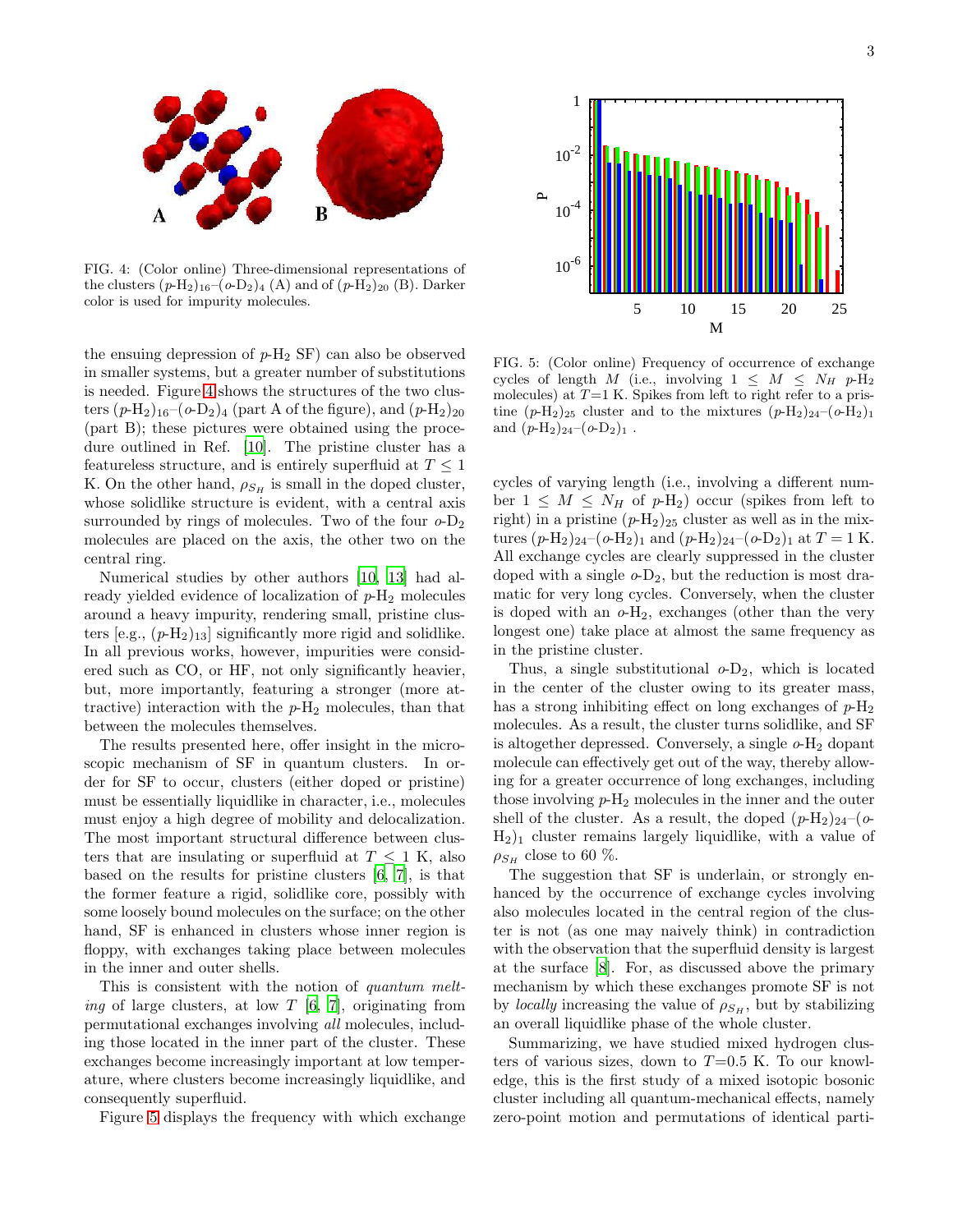FIG. 4: (Color online) Three-dimensional representations of the clusters ($p$-$H_2$)$_{16}$–($o$-$D_2$)$_4$ (A) and of ($p$-$H_2$)$_{20}$ (B). Darker color is used for impurity molecules.

FIG. 5: (Color online) Frequency of occurrence of exchange cycles of length $M$ (i.e., involving $1 \leq M \leq N_H$ $p$-$H_2$ molecules) at $T$=1 K. Spikes from left to right refer to a pristine ($p$-$H_2$)$_{25}$ cluster and to the mixtures ($p$-$H_2$)$_{24}$–($o$-$H_2$)$_1$ and ($p$-$H_2$)$_{24}$–($o$-$D_2$)$_1$ .

the ensuing depression of $p$-$H_2$ SF) can also be observed in smaller systems, but a greater number of substitutions is needed. Figure 4 shows the structures of the two clusters ($p$-$H_2$)$_{16}$–($o$-$D_2$)$_4$ (part A of the figure), and ($p$-$H_2$)$_{20}$ (part B); these pictures were obtained using the procedure outlined in Ref. [10]. The pristine cluster has a featureless structure, and is entirely superfluid at $T \leq 1$ K. On the other hand, $\rho_{S_H}$ is small in the doped cluster, whose solidlike structure is evident, with a central axis surrounded by rings of molecules. Two of the four $o$-$D_2$ molecules are placed on the axis, the other two on the central ring.

Numerical studies by other authors [10, 13] had already yielded evidence of localization of $p$-$H_2$ molecules around a heavy impurity, rendering small, pristine clusters [e.g., ($p$-$H_2$)$_{13}$] significantly more rigid and solidlike. In all previous works, however, impurities were considered such as CO, or HF, not only significantly heavier, but, more importantly, featuring a stronger (more attractive) interaction with the $p$-$H_2$ molecules, than that between the molecules themselves.

The results presented here, offer insight in the microscopic mechanism of SF in quantum clusters. In order for SF to occur, clusters (either doped or pristine) must be essentially liquidlike in character, i.e., molecules must enjoy a high degree of mobility and delocalization. The most important structural difference between clusters that are insulating or superfluid at $T \leq 1$ K, also based on the results for pristine clusters [6, 7], is that the former feature a rigid, solidlike core, possibly with some loosely bound molecules on the surface; on the other hand, SF is enhanced in clusters whose inner region is floppy, with exchanges taking place between molecules in the inner and outer shells.

This is consistent with the notion of *quantum melting* of large clusters, at low $T$ [6, 7], originating from permutational exchanges involving *all* molecules, including those located in the inner part of the cluster. These exchanges become increasingly important at low temperature, where clusters become increasingly liquidlike, and consequently superfluid.

Figure 5 displays the frequency with which exchange cycles of varying length (i.e., involving a different number $1 \leq M \leq N_H$ of $p$-$H_2$) occur (spikes from left to right) in a pristine ($p$-$H_2$)$_{25}$ cluster as well as in the mixtures ($p$-$H_2$)$_{24}$–($o$-$H_2$)$_1$ and ($p$-$H_2$)$_{24}$–($o$-$D_2$)$_1$ at $T = 1$ K. All exchange cycles are clearly suppressed in the cluster doped with a single $o$-$D_2$, but the reduction is most dramatic for very long cycles. Conversely, when the cluster is doped with an $o$-$H_2$, exchanges (other than the very longest one) take place at almost the same frequency as in the pristine cluster.

Thus, a single substitutional $o$-$D_2$, which is located in the center of the cluster owing to its greater mass, has a strong inhibiting effect on long exchanges of $p$-$H_2$ molecules. As a result, the cluster turns solidlike, and SF is altogether depressed. Conversely, a single $o$-$H_2$ dopant molecule can effectively get out of the way, thereby allowing for a greater occurrence of long exchanges, including those involving $p$-$H_2$ molecules in the inner and the outer shell of the cluster. As a result, the doped ($p$-$H_2$)$_{24}$–($o$-$H_2$)$_1$ cluster remains largely liquidlike, with a value of $\rho_{S_H}$ close to 60 %.

The suggestion that SF is underlain, or strongly enhanced by the occurrence of exchange cycles involving also molecules located in the central region of the cluster is not (as one may naively think) in contradiction with the observation that the superfluid density is largest at the surface [8]. For, as discussed above the primary mechanism by which these exchanges promote SF is not by *locally* increasing the value of $\rho_{S_H}$, but by stabilizing an overall liquidlike phase of the whole cluster.

Summarizing, we have studied mixed hydrogen clusters of various sizes, down to $T$=0.5 K. To our knowledge, this is the first study of a mixed isotopic bosonic cluster including all quantum-mechanical effects, namely zero-point motion and permutations of identical parti-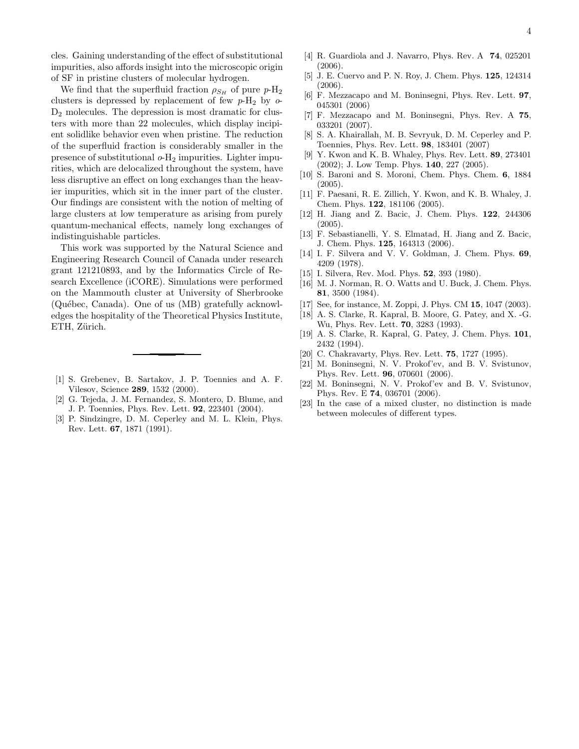cles. Gaining understanding of the effect of substitutional impurities, also affords insight into the microscopic origin of SF in pristine clusters of molecular hydrogen.

We find that the superfluid fraction $\rho_{S_H}$ of pure $p$-$H_2$ clusters is depressed by replacement of few $p$-$H_2$ by $o$-$D_2$ molecules. The depression is most dramatic for clusters with more than 22 molecules, which display incipient solidlike behavior even when pristine. The reduction of the superfluid fraction is considerably smaller in the presence of substitutional $o$-$H_2$ impurities. Lighter impurities, which are delocalized throughout the system, have less disruptive an effect on long exchanges than the heavier impurities, which sit in the inner part of the cluster. Our findings are consistent with the notion of melting of large clusters at low temperature as arising from purely quantum-mechanical effects, namely long exchanges of indistinguishable particles.

This work was supported by the Natural Science and Engineering Research Council of Canada under research grant 121210893, and by the Informatics Circle of Research Excellence (iCORE). Simulations were performed on the Mammouth cluster at University of Sherbrooke (Québec, Canada). One of us (MB) gratefully acknowledges the hospitality of the Theoretical Physics Institute, ETH, Zürich.

---

[1] S. Grebenev, B. Sartakov, J. P. Toennies and A. F. Vilesov, Science **289**, 1532 (2000).

[2] G. Tejeda, J. M. Fernandez, S. Montero, D. Blume, and J. P. Toennies, Phys. Rev. Lett. **92**, 223401 (2004).

[3] P. Sindzingre, D. M. Ceperley and M. L. Klein, Phys. Rev. Lett. **67**, 1871 (1991).

[4] R. Guardiola and J. Navarro, Phys. Rev. A **74**, 025201 (2006).

[5] J. E. Cuervo and P. N. Roy, J. Chem. Phys. **125**, 124314 (2006).

[6] F. Mezzacapo and M. Boninsegni, Phys. Rev. Lett. **97**, 045301 (2006)

[7] F. Mezzacapo and M. Boninsegni, Phys. Rev. A **75**, 033201 (2007).

[8] S. A. Khairallah, M. B. Sevryuk, D. M. Ceperley and P. Toennies, Phys. Rev. Lett. **98**, 183401 (2007)

[9] Y. Kwon and K. B. Whaley, Phys. Rev. Lett. **89**, 273401 (2002); J. Low Temp. Phys. **140**, 227 (2005).

[10] S. Baroni and S. Moroni, Chem. Phys. Chem. **6**, 1884 (2005).

[11] F. Paesani, R. E. Zillich, Y. Kwon, and K. B. Whaley, J. Chem. Phys. **122**, 181106 (2005).

[12] H. Jiang and Z. Bacic, J. Chem. Phys. **122**, 244306 (2005).

[13] F. Sebastianelli, Y. S. Elmatad, H. Jiang and Z. Bacic, J. Chem. Phys. **125**, 164313 (2006).

[14] I. F. Silvera and V. V. Goldman, J. Chem. Phys. **69**, 4209 (1978).

[15] I. Silvera, Rev. Mod. Phys. **52**, 393 (1980).

[16] M. J. Norman, R. O. Watts and U. Buck, J. Chem. Phys. **81**, 3500 (1984).

[17] See, for instance, M. Zoppi, J. Phys. CM **15**, 1047 (2003).

[18] A. S. Clarke, R. Kapral, B. Moore, G. Patey, and X. -G. Wu, Phys. Rev. Lett. **70**, 3283 (1993).

[19] A. S. Clarke, R. Kapral, G. Patey, J. Chem. Phys. **101**, 2432 (1994).

[20] C. Chakravarty, Phys. Rev. Lett. **75**, 1727 (1995).

[21] M. Boninsegni, N. V. Prokof'ev, and B. V. Svistunov, Phys. Rev. Lett. **96**, 070601 (2006).

[22] M. Boninsegni, N. V. Prokof'ev and B. V. Svistunov, Phys. Rev. E **74**, 036701 (2006).

[23] In the case of a mixed cluster, no distinction is made between molecules of different types.